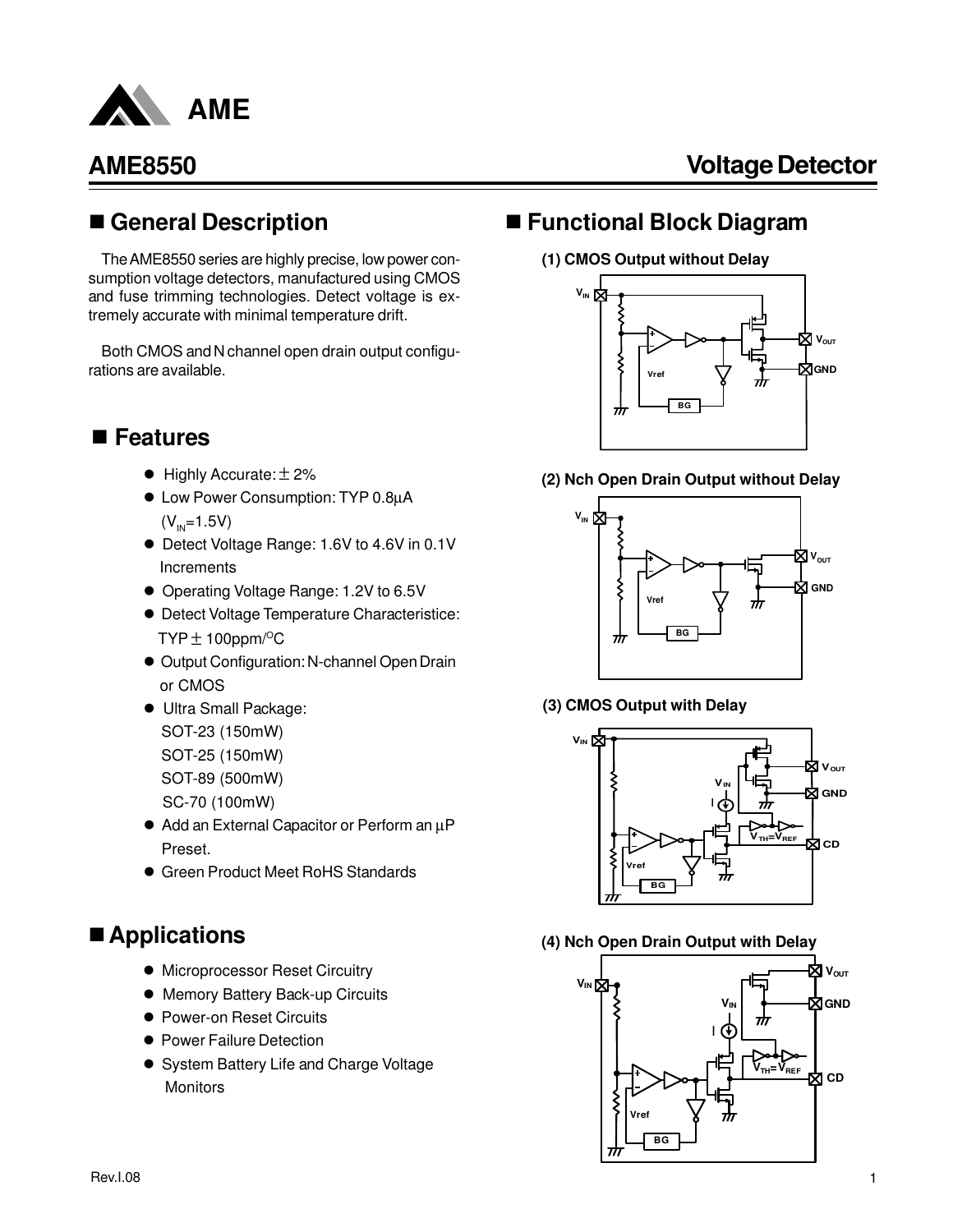# AME8550 Voltage Detector

## ■ General Description

The AME8550 series are highly precise, low power consumption voltage detectors, manufactured using CMOS and fuse trimming technologies. Detect voltage is extremely accurate with minimal temperature drift.

Both CMOS and N channel open drain output configurations are available.

## ■ Features

- Highly Accurate: ± 2%
- Low Power Consumption: TYP 0.8μA ($V_{IN}$=1.5V)
- Detect Voltage Range: 1.6V to 4.6V in 0.1V Increments
- Operating Voltage Range: 1.2V to 6.5V
- Detect Voltage Temperature Characteristice: TYP ± 100ppm/$^{O}$C
- Output Configuration: N-channel Open Drain or CMOS
- Ultra Small Package:
  SOT-23 (150mW)
  SOT-25 (150mW)
  SOT-89 (500mW)
  SC-70 (100mW)
- Add an External Capacitor or Perform an μP Preset.
- Green Product Meet RoHS Standards

## ■ Applications

- Microprocessor Reset Circuitry
- Memory Battery Back-up Circuits
- Power-on Reset Circuits
- Power Failure Detection
- System Battery Life and Charge Voltage Monitors

## ■ Functional Block Diagram

**(1) CMOS Output without Delay**

**(2) Nch Open Drain Output without Delay**

**(3) CMOS Output with Delay**

**(4) Nch Open Drain Output with Delay**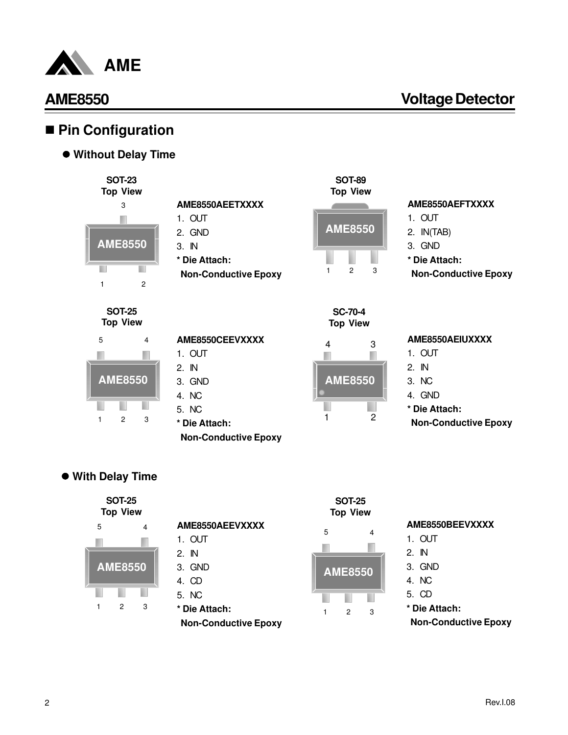## Pin Configuration

### Without Delay Time

**SOT-23**
**Top View**

**AME8550AEETXXXX**
1. OUT
2. GND
3. IN

**\* Die Attach:**
**Non-Conductive Epoxy**

**SOT-89**
**Top View**

**AME8550AEFTXXXX**
1. OUT
2. IN(TAB)
3. GND

**\* Die Attach:**
**Non-Conductive Epoxy**

**SOT-25**
**Top View**

**AME8550CEEVXXXX**
1. OUT
2. IN
3. GND
4. NC
5. NC

**\* Die Attach:**
**Non-Conductive Epoxy**

**SC-70-4**
**Top View**

**AME8550AEIUXXXX**
1. OUT
2. IN
3. NC
4. GND

**\* Die Attach:**
**Non-Conductive Epoxy**

### With Delay Time

**SOT-25**
**Top View**

**AME8550AEEVXXXX**
1. OUT
2. IN
3. GND
4. CD
5. NC

**\* Die Attach:**
**Non-Conductive Epoxy**

**SOT-25**
**Top View**

**AME8550BEEVXXXX**
1. OUT
2. IN
3. GND
4. NC
5. CD

**\* Die Attach:**
**Non-Conductive Epoxy**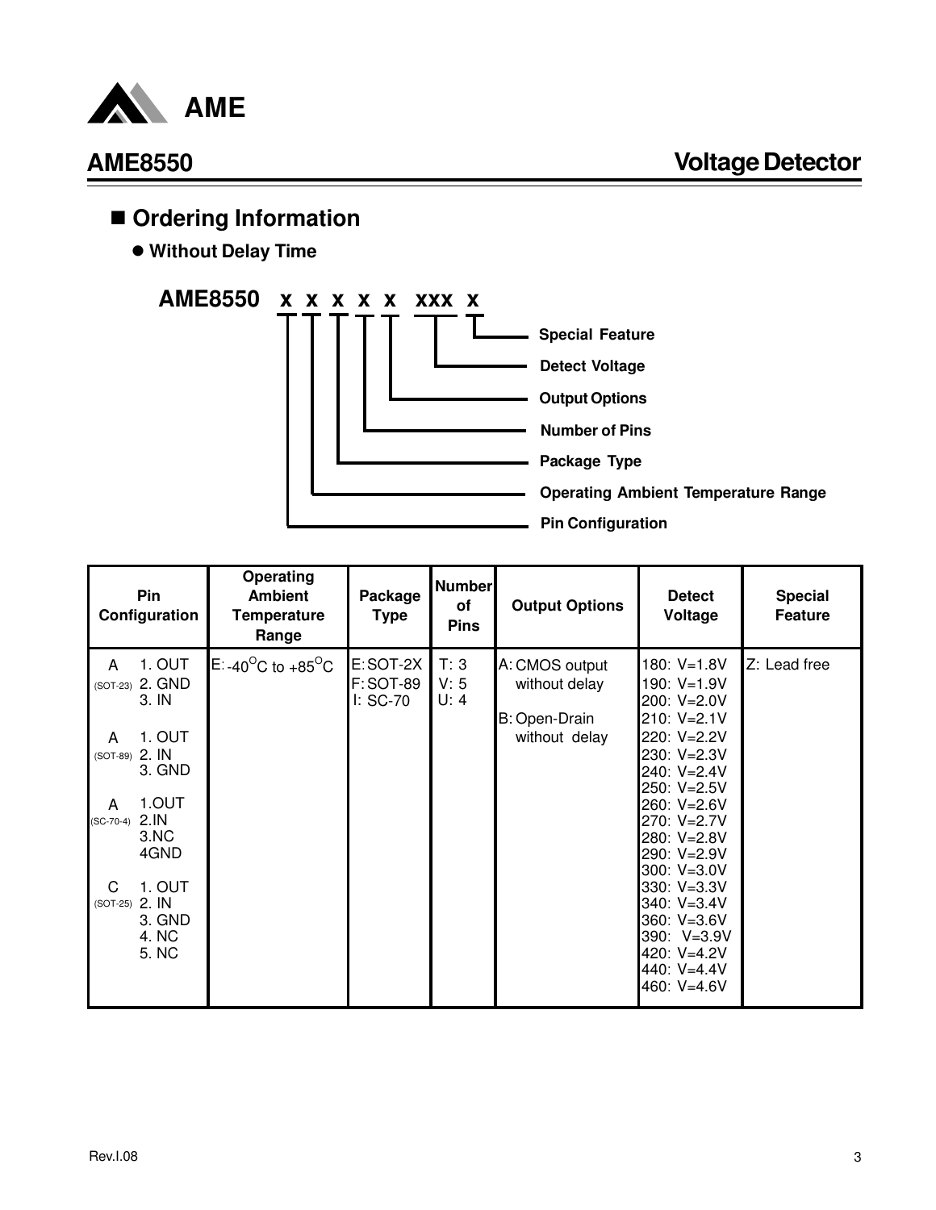## ■ Ordering Information

● **Without Delay Time**

**AME8550 x x x x x xxx x**

- Special Feature
- Detect Voltage
- Output Options
- Number of Pins
- Package Type
- Operating Ambient Temperature Range
- Pin Configuration

| Pin Configuration | Operating Ambient Temperature Range | Package Type | Number of Pins | Output Options | Detect Voltage | Special Feature |
|---|---|---|---|---|---|---|
| A (SOT-23) 1. OUT 2. GND 3. IN<br><br>A (SOT-89) 1. OUT 2. IN 3. GND<br><br>A (SC-70-4) 1.OUT 2.IN 3.NC 4GND<br><br>C (SOT-25) 1. OUT 2. IN 3. GND 4. NC 5. NC | E: -40°C to +85°C | E: SOT-2X<br>F: SOT-89<br>I: SC-70 | T: 3<br>V: 5<br>U: 4 | A: CMOS output without delay<br><br>B: Open-Drain without delay | 180: V=1.8V<br>190: V=1.9V<br>200: V=2.0V<br>210: V=2.1V<br>220: V=2.2V<br>230: V=2.3V<br>240: V=2.4V<br>250: V=2.5V<br>260: V=2.6V<br>270: V=2.7V<br>280: V=2.8V<br>290: V=2.9V<br>300: V=3.0V<br>330: V=3.3V<br>340: V=3.4V<br>360: V=3.6V<br>390: V=3.9V<br>420: V=4.2V<br>440: V=4.4V<br>460: V=4.6V | Z: Lead free |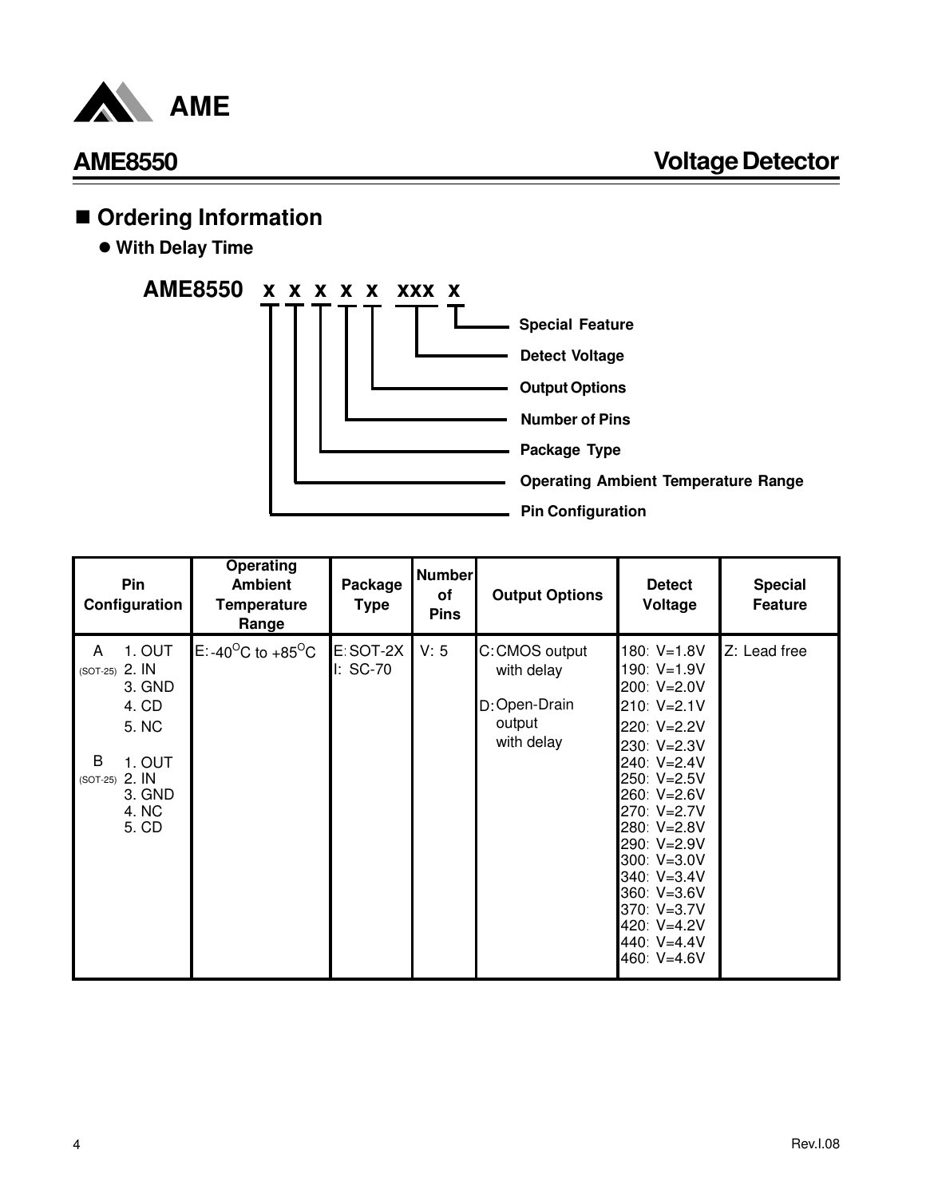## Ordering Information

### With Delay Time

**AME8550 x x x x x xxx x**

- Special Feature
- Detect Voltage
- Output Options
- Number of Pins
- Package Type
- Operating Ambient Temperature Range
- Pin Configuration

| Pin Configuration | Operating Ambient Temperature Range | Package Type | Number of Pins | Output Options | Detect Voltage | Special Feature |
|---|---|---|---|---|---|---|
| A (SOT-25) 1. OUT 2. IN 3. GND 4. CD 5. NC<br><br>B (SOT-25) 1. OUT 2. IN 3. GND 4. NC 5. CD | E: -40°C to +85°C | E: SOT-2X<br>I: SC-70 | V: 5 | C: CMOS output with delay<br><br>D: Open-Drain output with delay | 180: V=1.8V<br>190: V=1.9V<br>200: V=2.0V<br>210: V=2.1V<br>220: V=2.2V<br>230: V=2.3V<br>240: V=2.4V<br>250: V=2.5V<br>260: V=2.6V<br>270: V=2.7V<br>280: V=2.8V<br>290: V=2.9V<br>300: V=3.0V<br>340: V=3.4V<br>360: V=3.6V<br>370: V=3.7V<br>420: V=4.2V<br>440: V=4.4V<br>460: V=4.6V | Z: Lead free |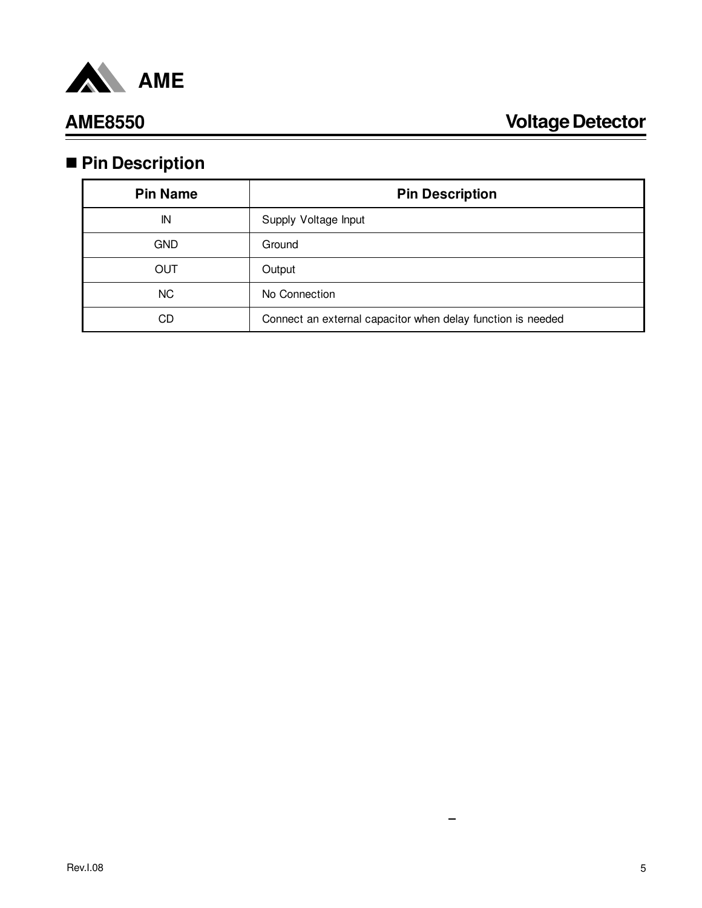## Pin Description

| Pin Name | Pin Description |
|---|---|
| IN | Supply Voltage Input |
| GND | Ground |
| OUT | Output |
| NC | No Connection |
| CD | Connect an external capacitor when delay function is needed |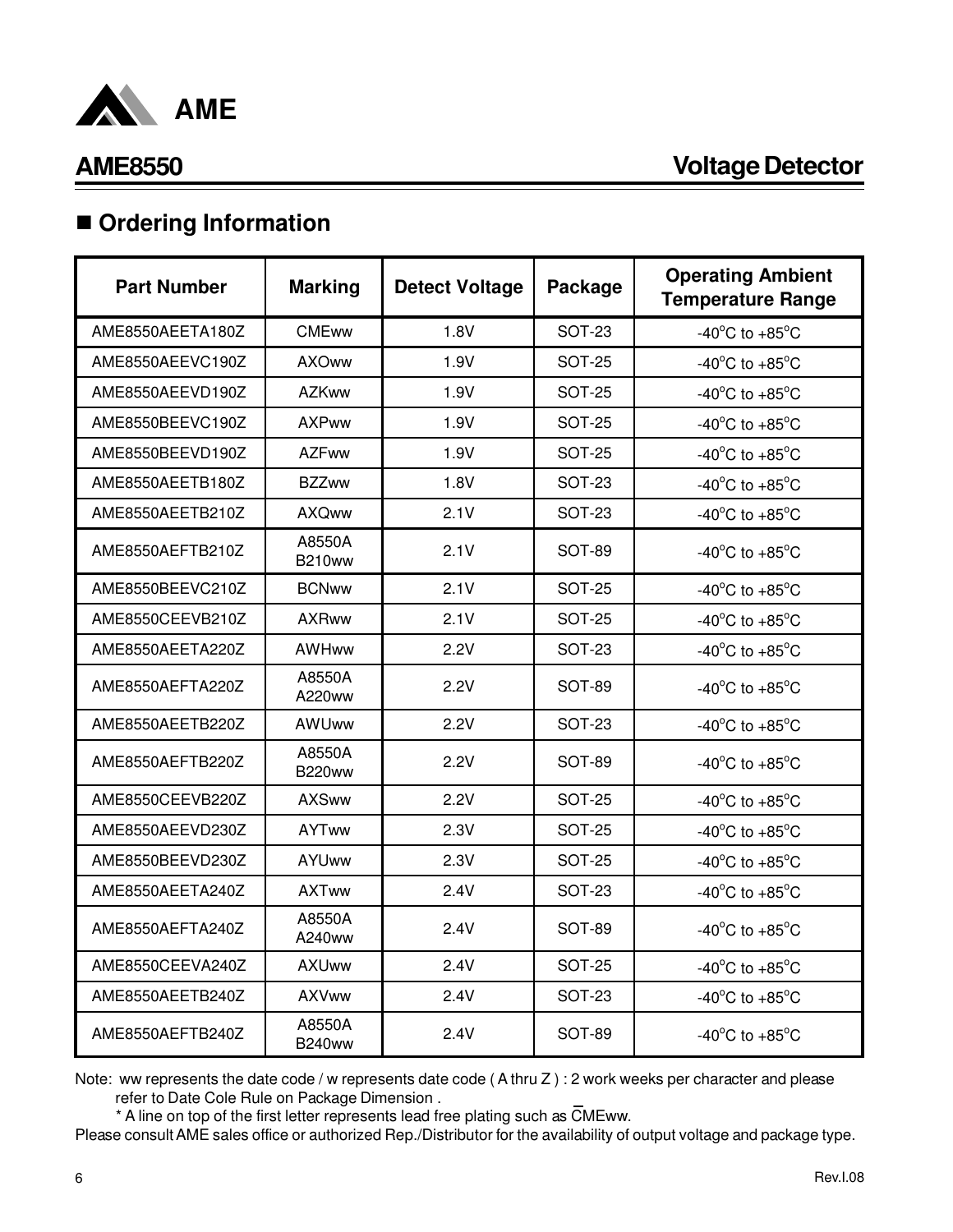## ■ Ordering Information

| Part Number | Marking | Detect Voltage | Package | Operating Ambient Temperature Range |
|---|---|---|---|---|
| AME8550AEETA180Z | CMEww | 1.8V | SOT-23 | -40°C to +85°C |
| AME8550AEEVC190Z | AXOww | 1.9V | SOT-25 | -40°C to +85°C |
| AME8550AEEVD190Z | AZKww | 1.9V | SOT-25 | -40°C to +85°C |
| AME8550BEEVC190Z | AXPww | 1.9V | SOT-25 | -40°C to +85°C |
| AME8550BEEVD190Z | AZFww | 1.9V | SOT-25 | -40°C to +85°C |
| AME8550AEETB180Z | BZZww | 1.8V | SOT-23 | -40°C to +85°C |
| AME8550AEETB210Z | AXQww | 2.1V | SOT-23 | -40°C to +85°C |
| AME8550AEFTB210Z | A8550A B210ww | 2.1V | SOT-89 | -40°C to +85°C |
| AME8550BEEVC210Z | BCNww | 2.1V | SOT-25 | -40°C to +85°C |
| AME8550CEEVB210Z | AXRww | 2.1V | SOT-25 | -40°C to +85°C |
| AME8550AEETA220Z | AWHww | 2.2V | SOT-23 | -40°C to +85°C |
| AME8550AEFTA220Z | A8550A A220ww | 2.2V | SOT-89 | -40°C to +85°C |
| AME8550AEETB220Z | AWUww | 2.2V | SOT-23 | -40°C to +85°C |
| AME8550AEFTB220Z | A8550A B220ww | 2.2V | SOT-89 | -40°C to +85°C |
| AME8550CEEVB220Z | AXSww | 2.2V | SOT-25 | -40°C to +85°C |
| AME8550AEEVD230Z | AYTww | 2.3V | SOT-25 | -40°C to +85°C |
| AME8550BEEVD230Z | AYUww | 2.3V | SOT-25 | -40°C to +85°C |
| AME8550AEETA240Z | AXTww | 2.4V | SOT-23 | -40°C to +85°C |
| AME8550AEFTA240Z | A8550A A240ww | 2.4V | SOT-89 | -40°C to +85°C |
| AME8550CEEVA240Z | AXUww | 2.4V | SOT-25 | -40°C to +85°C |
| AME8550AEETB240Z | AXVww | 2.4V | SOT-23 | -40°C to +85°C |
| AME8550AEFTB240Z | A8550A B240ww | 2.4V | SOT-89 | -40°C to +85°C |

Note: ww represents the date code / w represents date code ( A thru Z ) : 2 work weeks per character and please refer to Date Cole Rule on Package Dimension .

\* A line on top of the first letter represents lead free plating such as $\overline{C}$MEww.

Please consult AME sales office or authorized Rep./Distributor for the availability of output voltage and package type.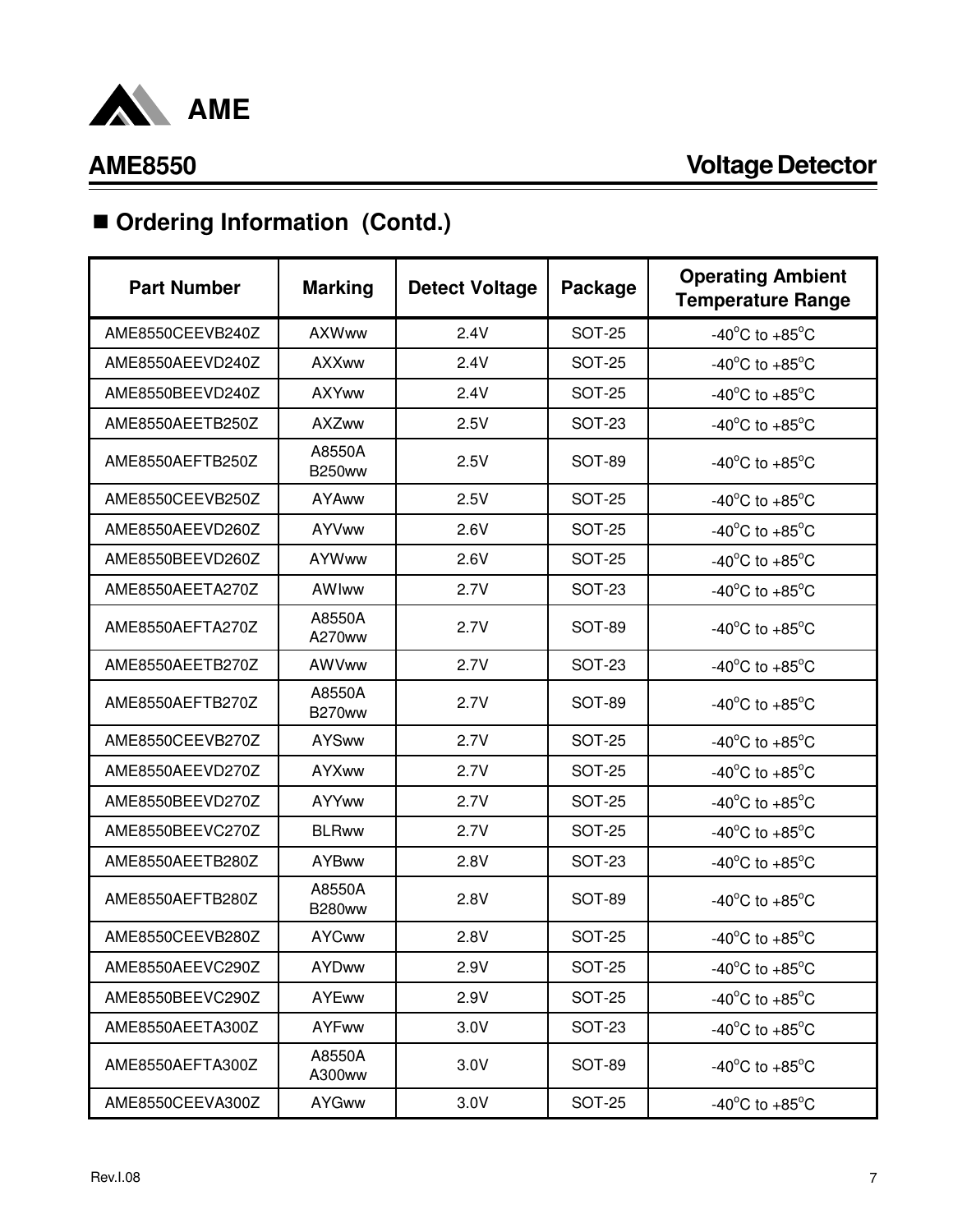## ■ Ordering Information (Contd.)

| Part Number | Marking | Detect Voltage | Package | Operating Ambient Temperature Range |
|---|---|---|---|---|
| AME8550CEEVB240Z | AXWww | 2.4V | SOT-25 | -40°C to +85°C |
| AME8550AEEVD240Z | AXXww | 2.4V | SOT-25 | -40°C to +85°C |
| AME8550BEEVD240Z | AXYww | 2.4V | SOT-25 | -40°C to +85°C |
| AME8550AEETB250Z | AXZww | 2.5V | SOT-23 | -40°C to +85°C |
| AME8550AEFTB250Z | A8550A B250ww | 2.5V | SOT-89 | -40°C to +85°C |
| AME8550CEEVB250Z | AYAww | 2.5V | SOT-25 | -40°C to +85°C |
| AME8550AEEVD260Z | AYVww | 2.6V | SOT-25 | -40°C to +85°C |
| AME8550BEEVD260Z | AYWww | 2.6V | SOT-25 | -40°C to +85°C |
| AME8550AEETA270Z | AWIww | 2.7V | SOT-23 | -40°C to +85°C |
| AME8550AEFTA270Z | A8550A A270ww | 2.7V | SOT-89 | -40°C to +85°C |
| AME8550AEETB270Z | AWVww | 2.7V | SOT-23 | -40°C to +85°C |
| AME8550AEFTB270Z | A8550A B270ww | 2.7V | SOT-89 | -40°C to +85°C |
| AME8550CEEVB270Z | AYSww | 2.7V | SOT-25 | -40°C to +85°C |
| AME8550AEEVD270Z | AYXww | 2.7V | SOT-25 | -40°C to +85°C |
| AME8550BEEVD270Z | AYYww | 2.7V | SOT-25 | -40°C to +85°C |
| AME8550BEEVC270Z | BLRww | 2.7V | SOT-25 | -40°C to +85°C |
| AME8550AEETB280Z | AYBww | 2.8V | SOT-23 | -40°C to +85°C |
| AME8550AEFTB280Z | A8550A B280ww | 2.8V | SOT-89 | -40°C to +85°C |
| AME8550CEEVB280Z | AYCww | 2.8V | SOT-25 | -40°C to +85°C |
| AME8550AEEVC290Z | AYDww | 2.9V | SOT-25 | -40°C to +85°C |
| AME8550BEEVC290Z | AYEww | 2.9V | SOT-25 | -40°C to +85°C |
| AME8550AEETA300Z | AYFww | 3.0V | SOT-23 | -40°C to +85°C |
| AME8550AEFTA300Z | A8550A A300ww | 3.0V | SOT-89 | -40°C to +85°C |
| AME8550CEEVA300Z | AYGww | 3.0V | SOT-25 | -40°C to +85°C |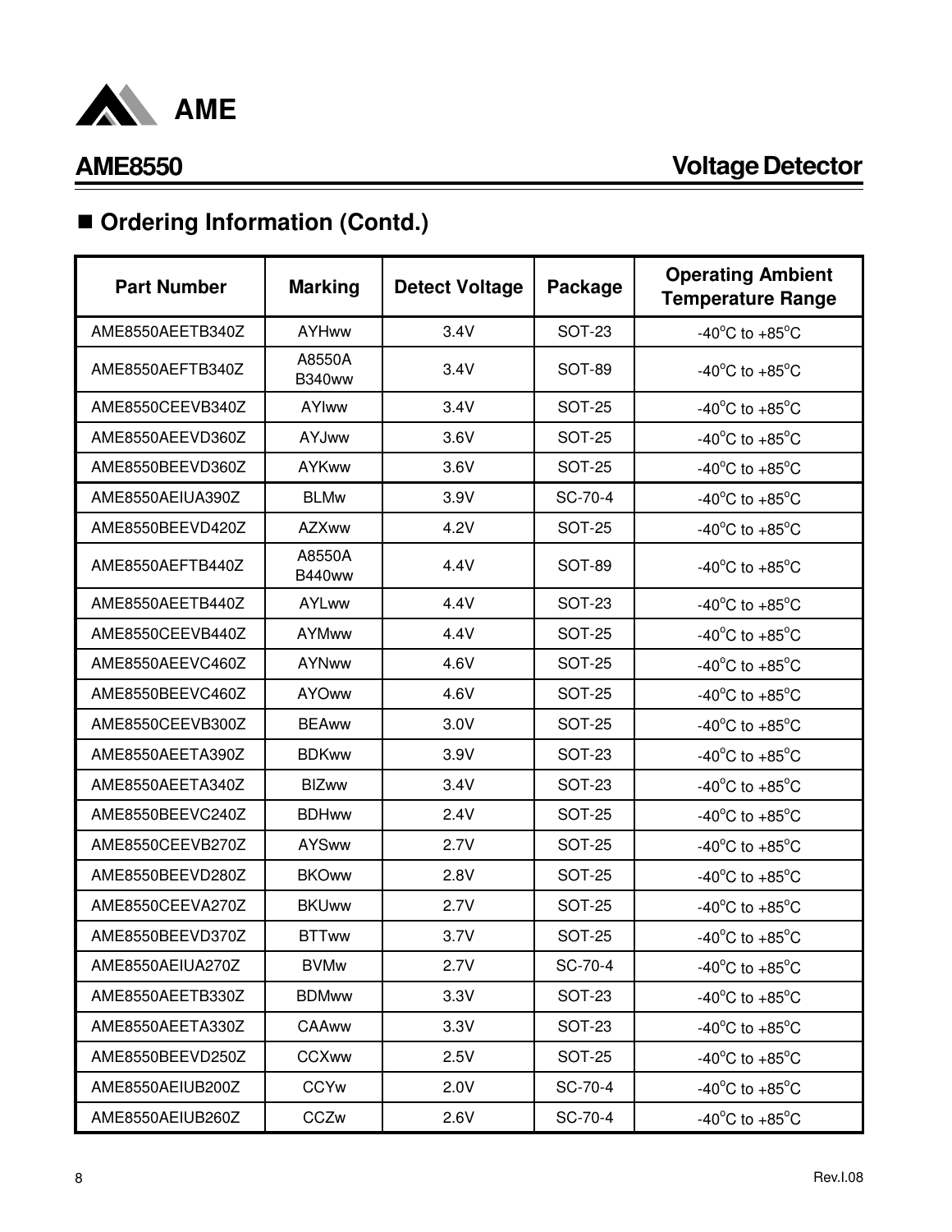## ■ Ordering Information (Contd.)

| Part Number | Marking | Detect Voltage | Package | Operating Ambient Temperature Range |
|---|---|---|---|---|
| AME8550AEETB340Z | AYHww | 3.4V | SOT-23 | -40°C to +85°C |
| AME8550AEFTB340Z | A8550A B340ww | 3.4V | SOT-89 | -40°C to +85°C |
| AME8550CEEVB340Z | AYIww | 3.4V | SOT-25 | -40°C to +85°C |
| AME8550AEEVD360Z | AYJww | 3.6V | SOT-25 | -40°C to +85°C |
| AME8550BEEVD360Z | AYKww | 3.6V | SOT-25 | -40°C to +85°C |
| AME8550AEIUA390Z | BLMw | 3.9V | SC-70-4 | -40°C to +85°C |
| AME8550BEEVD420Z | AZXww | 4.2V | SOT-25 | -40°C to +85°C |
| AME8550AEFTB440Z | A8550A B440ww | 4.4V | SOT-89 | -40°C to +85°C |
| AME8550AEETB440Z | AYLww | 4.4V | SOT-23 | -40°C to +85°C |
| AME8550CEEVB440Z | AYMww | 4.4V | SOT-25 | -40°C to +85°C |
| AME8550AEEVC460Z | AYNww | 4.6V | SOT-25 | -40°C to +85°C |
| AME8550BEEVC460Z | AYOww | 4.6V | SOT-25 | -40°C to +85°C |
| AME8550CEEVB300Z | BEAww | 3.0V | SOT-25 | -40°C to +85°C |
| AME8550AEETA390Z | BDKww | 3.9V | SOT-23 | -40°C to +85°C |
| AME8550AEETA340Z | BIZww | 3.4V | SOT-23 | -40°C to +85°C |
| AME8550BEEVC240Z | BDHww | 2.4V | SOT-25 | -40°C to +85°C |
| AME8550CEEVB270Z | AYSww | 2.7V | SOT-25 | -40°C to +85°C |
| AME8550BEEVD280Z | BKOww | 2.8V | SOT-25 | -40°C to +85°C |
| AME8550CEEVA270Z | BKUww | 2.7V | SOT-25 | -40°C to +85°C |
| AME8550BEEVD370Z | BTTww | 3.7V | SOT-25 | -40°C to +85°C |
| AME8550AEIUA270Z | BVMw | 2.7V | SC-70-4 | -40°C to +85°C |
| AME8550AEETB330Z | BDMww | 3.3V | SOT-23 | -40°C to +85°C |
| AME8550AEETA330Z | CAAww | 3.3V | SOT-23 | -40°C to +85°C |
| AME8550BEEVD250Z | CCXww | 2.5V | SOT-25 | -40°C to +85°C |
| AME8550AEIUB200Z | CCYw | 2.0V | SC-70-4 | -40°C to +85°C |
| AME8550AEIUB260Z | CCZw | 2.6V | SC-70-4 | -40°C to +85°C |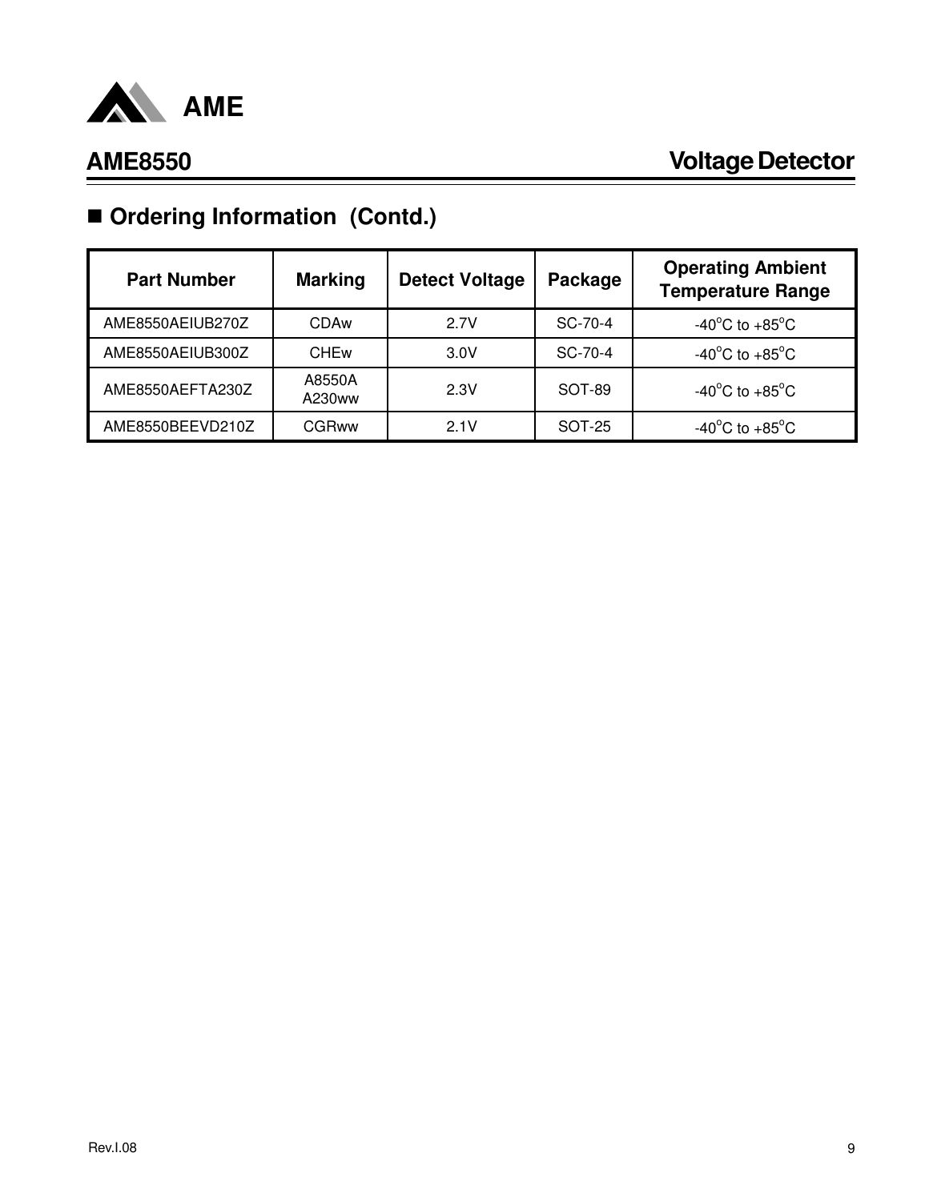## ■ Ordering Information (Contd.)

| Part Number | Marking | Detect Voltage | Package | Operating Ambient Temperature Range |
|---|---|---|---|---|
| AME8550AEIUB270Z | CDAw | 2.7V | SC-70-4 | -40$^o$C to +85$^o$C |
| AME8550AEIUB300Z | CHEw | 3.0V | SC-70-4 | -40$^o$C to +85$^o$C |
| AME8550AEFTA230Z | A8550A A230ww | 2.3V | SOT-89 | -40$^o$C to +85$^o$C |
| AME8550BEEVD210Z | CGRww | 2.1V | SOT-25 | -40$^o$C to +85$^o$C |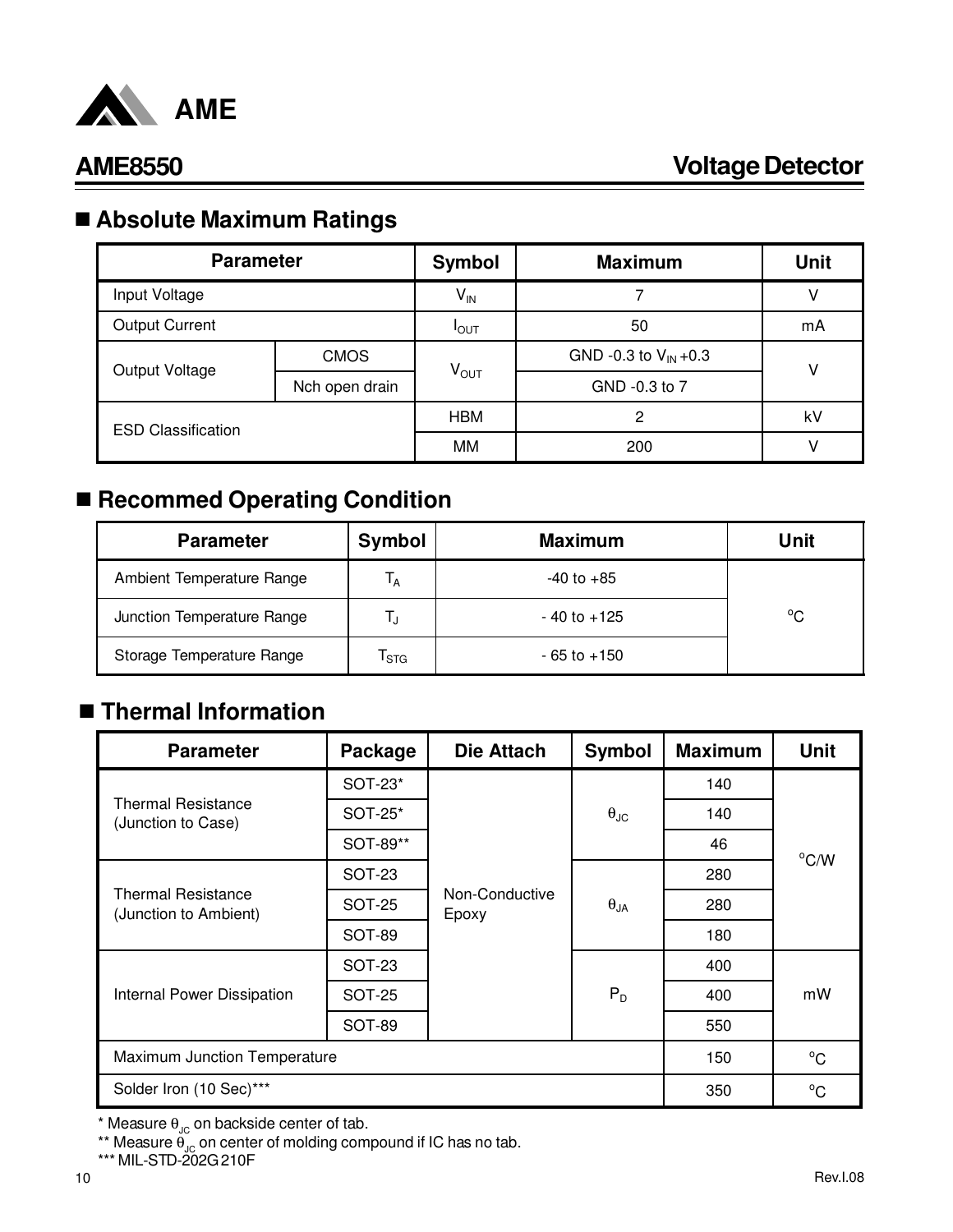## AME8550 Voltage Detector

## ■ Absolute Maximum Ratings

| Parameter | | Symbol | Maximum | Unit |
|---|---|---|---|---|
| Input Voltage | | $V_{IN}$ | 7 | V |
| Output Current | | $I_{OUT}$ | 50 | mA |
| Output Voltage | CMOS | $V_{OUT}$ | GND -0.3 to $V_{IN}$ +0.3 | V |
| | Nch open drain | | GND -0.3 to 7 | |
| ESD Classification | | HBM | 2 | kV |
| | | MM | 200 | V |

## ■ Recommed Operating Condition

| Parameter | Symbol | Maximum | Unit |
|---|---|---|---|
| Ambient Temperature Range | $T_A$ | -40 to +85 | °C |
| Junction Temperature Range | $T_J$ | - 40 to +125 | |
| Storage Temperature Range | $T_{STG}$ | - 65 to +150 | |

## ■ Thermal Information

| Parameter | Package | Die Attach | Symbol | Maximum | Unit |
|---|---|---|---|---|---|
| Thermal Resistance (Junction to Case) | SOT-23* | Non-Conductive Epoxy | $\theta_{JC}$ | 140 | °C/W |
| | SOT-25* | | | 140 | |
| | SOT-89** | | | 46 | |
| Thermal Resistance (Junction to Ambient) | SOT-23 | | $\theta_{JA}$ | 280 | |
| | SOT-25 | | | 280 | |
| | SOT-89 | | | 180 | |
| Internal Power Dissipation | SOT-23 | | $P_D$ | 400 | mW |
| | SOT-25 | | | 400 | |
| | SOT-89 | | | 550 | |
| Maximum Junction Temperature | | | | 150 | °C |
| Solder Iron (10 Sec)*** | | | | 350 | °C |

* Measure $\theta_{JC}$ on backside center of tab.

** Measure $\theta_{JC}$ on center of molding compound if IC has no tab.

*** MIL-STD-202G 210F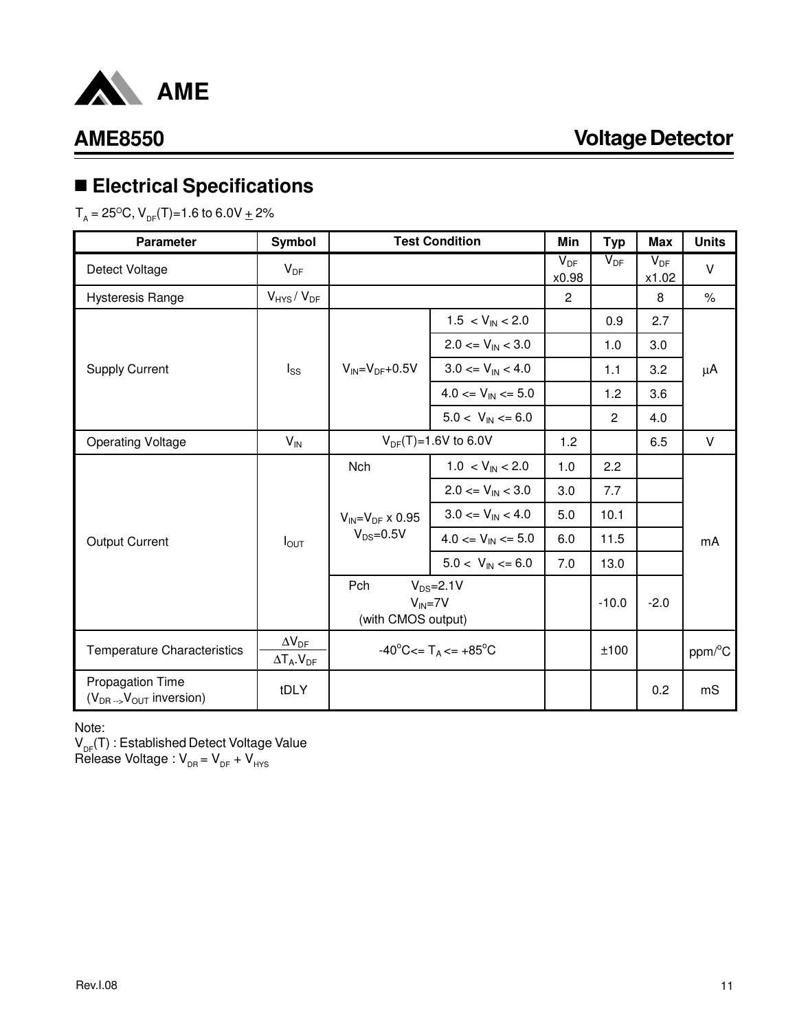## Electrical Specifications

$T_A = 25^oC$, $V_{DF}(T)$=1.6 to 6.0V ± 2%

| Parameter | Symbol | Test Condition | | Min | Typ | Max | Units |
|---|---|---|---|---|---|---|---|
| Detect Voltage | $V_{DF}$ | | | $V_{DF}$ x0.98 | $V_{DF}$ | $V_{DF}$ x1.02 | V |
| Hysteresis Range | $V_{HYS}$ / $V_{DF}$ | | | 2 | | 8 | % |
| Supply Current | $I_{SS}$ | $V_{IN}=V_{DF}+0.5V$ | 1.5 < $V_{IN}$ < 2.0 | | 0.9 | 2.7 | μA |
| | | | 2.0 <= $V_{IN}$ < 3.0 | | 1.0 | 3.0 | |
| | | | 3.0 <= $V_{IN}$ < 4.0 | | 1.1 | 3.2 | |
| | | | 4.0 <= $V_{IN}$ <= 5.0 | | 1.2 | 3.6 | |
| | | | 5.0 < $V_{IN}$ <= 6.0 | | 2 | 4.0 | |
| Operating Voltage | $V_{IN}$ | $V_{DF}(T)$=1.6V to 6.0V | | 1.2 | | 6.5 | V |
| Output Current | $I_{OUT}$ | Nch $V_{IN}=V_{DF}$ x 0.95 $V_{DS}$=0.5V | 1.0 < $V_{IN}$ < 2.0 | 1.0 | 2.2 | | mA |
| | | | 2.0 <= $V_{IN}$ < 3.0 | 3.0 | 7.7 | | |
| | | | 3.0 <= $V_{IN}$ < 4.0 | 5.0 | 10.1 | | |
| | | | 4.0 <= $V_{IN}$ <= 5.0 | 6.0 | 11.5 | | |
| | | | 5.0 < $V_{IN}$ <= 6.0 | 7.0 | 13.0 | | |
| | | Pch $V_{DS}$=2.1V $V_{IN}$=7V (with CMOS output) | | | -10.0 | -2.0 | |
| Temperature Characteristics | $\frac{\Delta V_{DF}}{\Delta T_A \cdot V_{DF}}$ | $-40^oC <= T_A <= +85^oC$ | | | ±100 | | ppm/$^o$C |
| Propagation Time ($V_{DR} \rightarrow V_{OUT}$ inversion) | tDLY | | | | | 0.2 | mS |

Note:

$V_{DF}(T)$ : Established Detect Voltage Value

Release Voltage : $V_{DR} = V_{DF} + V_{HYS}$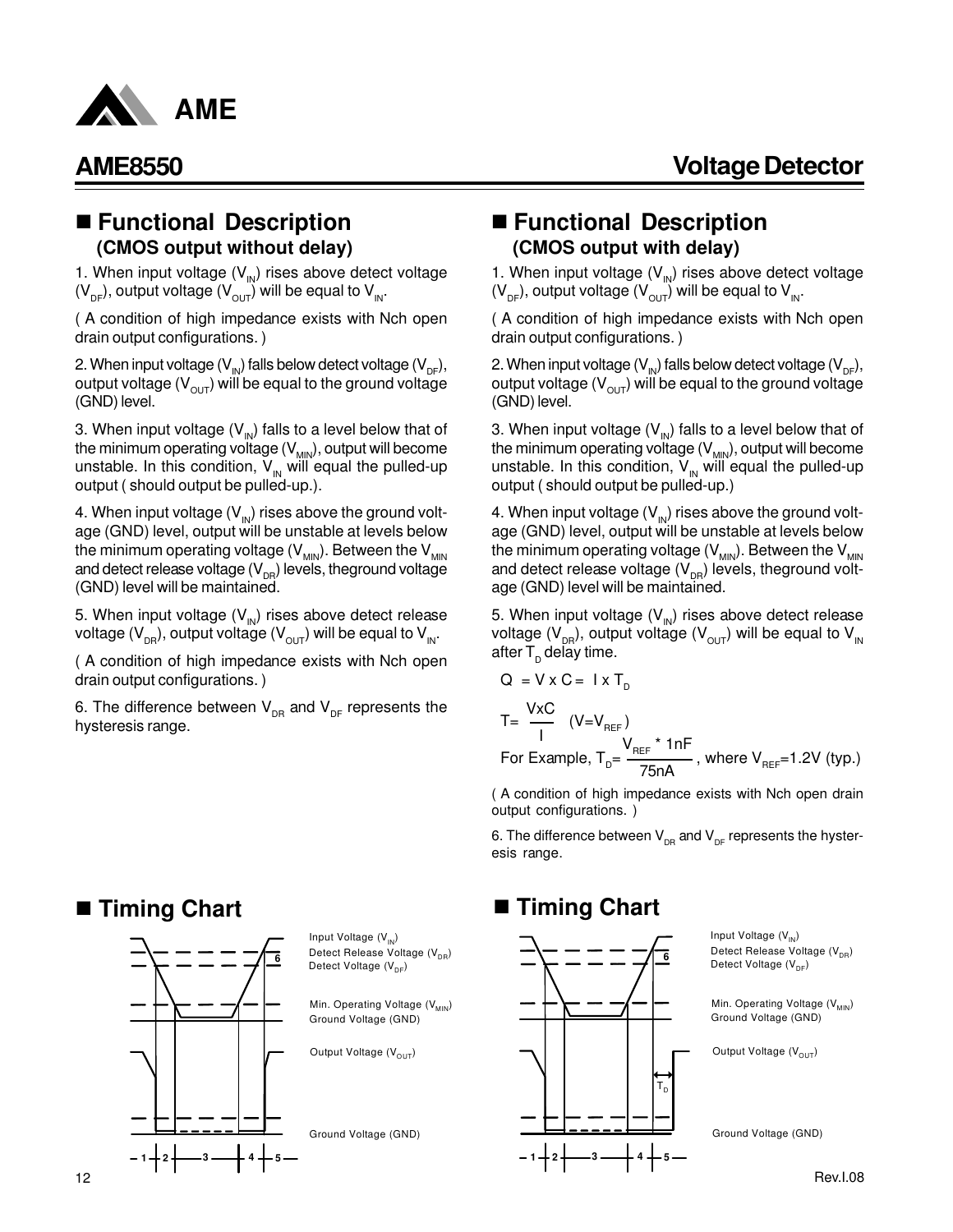## AME8550 Voltage Detector

## ■ Functional Description

### (CMOS output without delay)

1. When input voltage ($V_{IN}$) rises above detect voltage ($V_{DF}$), output voltage ($V_{OUT}$) will be equal to $V_{IN}$.

( A condition of high impedance exists with Nch open drain output configurations. )

2. When input voltage ($V_{IN}$) falls below detect voltage ($V_{DF}$), output voltage ($V_{OUT}$) will be equal to the ground voltage (GND) level.

3. When input voltage ($V_{IN}$) falls to a level below that of the minimum operating voltage ($V_{MIN}$), output will become unstable. In this condition, $V_{IN}$ will equal the pulled-up output ( should output be pulled-up.).

4. When input voltage ($V_{IN}$) rises above the ground voltage (GND) level, output will be unstable at levels below the minimum operating voltage ($V_{MIN}$). Between the $V_{MIN}$ and detect release voltage ($V_{DR}$) levels, theground voltage (GND) level will be maintained.

5. When input voltage ($V_{IN}$) rises above detect release voltage ($V_{DR}$), output voltage ($V_{OUT}$) will be equal to $V_{IN}$.

( A condition of high impedance exists with Nch open drain output configurations. )

6. The difference between $V_{DR}$ and $V_{DF}$ represents the hysteresis range.

## ■ Functional Description

### (CMOS output with delay)

1. When input voltage ($V_{IN}$) rises above detect voltage ($V_{DF}$), output voltage ($V_{OUT}$) will be equal to $V_{IN}$.

( A condition of high impedance exists with Nch open drain output configurations. )

2. When input voltage ($V_{IN}$) falls below detect voltage ($V_{DF}$), output voltage ($V_{OUT}$) will be equal to the ground voltage (GND) level.

3. When input voltage ($V_{IN}$) falls to a level below that of the minimum operating voltage ($V_{MIN}$), output will become unstable. In this condition, $V_{IN}$ will equal the pulled-up output ( should output be pulled-up.)

4. When input voltage ($V_{IN}$) rises above the ground voltage (GND) level, output will be unstable at levels below the minimum operating voltage ($V_{MIN}$). Between the $V_{MIN}$ and detect release voltage ($V_{DR}$) levels, theground voltage (GND) level will be maintained.

5. When input voltage ($V_{IN}$) rises above detect release voltage ($V_{DR}$), output voltage ($V_{OUT}$) will be equal to $V_{IN}$ after $T_D$ delay time.

$$Q = V \times C = I \times T_D$$

$$T = \frac{V \times C}{I} \quad (V = V_{REF})$$

For Example, $T_D = \frac{V_{REF} * 1nF}{75nA}$, where $V_{REF}$=1.2V (typ.)

( A condition of high impedance exists with Nch open drain output configurations. )

6. The difference between $V_{DR}$ and $V_{DF}$ represents the hysteresis range.

## ■ Timing Chart

Input Voltage ($V_{IN}$)
Detect Release Voltage ($V_{DR}$)
Detect Voltage ($V_{DF}$)
Min. Operating Voltage ($V_{MIN}$)
Ground Voltage (GND)
Output Voltage ($V_{OUT}$)
Ground Voltage (GND)

1 2 3 4 5 6

## ■ Timing Chart

Input Voltage ($V_{IN}$)
Detect Release Voltage ($V_{DR}$)
Detect Voltage ($V_{DF}$)
Min. Operating Voltage ($V_{MIN}$)
Ground Voltage (GND)
Output Voltage ($V_{OUT}$)
$T_D$
Ground Voltage (GND)

1 2 3 4 5 6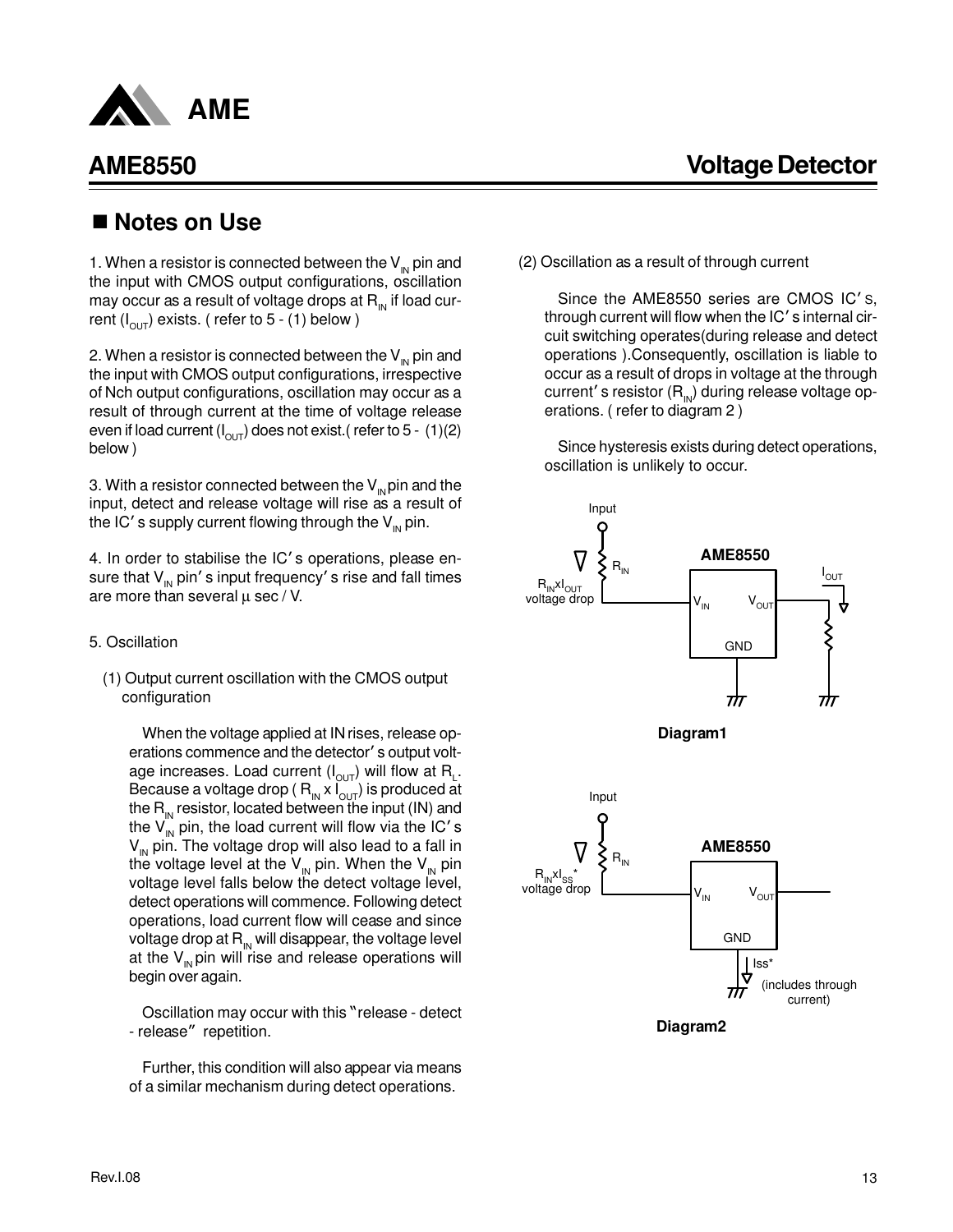## ■ Notes on Use

1. When a resistor is connected between the $V_{IN}$ pin and the input with CMOS output configurations, oscillation may occur as a result of voltage drops at $R_{IN}$ if load current ($I_{OUT}$) exists. ( refer to 5 - (1) below )

2. When a resistor is connected between the $V_{IN}$ pin and the input with CMOS output configurations, irrespective of Nch output configurations, oscillation may occur as a result of through current at the time of voltage release even if load current ($I_{OUT}$) does not exist.( refer to 5 - (1)(2) below )

3. With a resistor connected between the $V_{IN}$ pin and the input, detect and release voltage will rise as a result of the IC's supply current flowing through the $V_{IN}$ pin.

4. In order to stabilise the IC's operations, please ensure that $V_{IN}$ pin's input frequency's rise and fall times are more than several μ sec / V.

5. Oscillation

(1) Output current oscillation with the CMOS output configuration

When the voltage applied at IN rises, release operations commence and the detector's output voltage increases. Load current ($I_{OUT}$) will flow at $R_L$. Because a voltage drop ( $R_{IN}$ x $I_{OUT}$) is produced at the $R_{IN}$ resistor, located between the input (IN) and the $V_{IN}$ pin, the load current will flow via the IC's $V_{IN}$ pin. The voltage drop will also lead to a fall in the voltage level at the $V_{IN}$ pin. When the $V_{IN}$ pin voltage level falls below the detect voltage level, detect operations will commence. Following detect operations, load current flow will cease and since voltage drop at $R_{IN}$ will disappear, the voltage level at the $V_{IN}$ pin will rise and release operations will begin over again.

Oscillation may occur with this "release - detect - release" repetition.

Further, this condition will also appear via means of a similar mechanism during detect operations.

(2) Oscillation as a result of through current

Since the AME8550 series are CMOS IC's, through current will flow when the IC's internal circuit switching operates(during release and detect operations ).Consequently, oscillation is liable to occur as a result of drops in voltage at the through current's resistor ($R_{IN}$) during release voltage operations. ( refer to diagram 2 )

Since hysteresis exists during detect operations, oscillation is unlikely to occur.

Input, $R_{IN}$, $R_{IN}xI_{OUT}$ voltage drop, AME8550, $V_{IN}$, $V_{OUT}$, GND, $I_{OUT}$

**Diagram1**

Input, $R_{IN}$, $R_{IN}xI_{SS}$* voltage drop, AME8550, $V_{IN}$, $V_{OUT}$, GND, Iss* (includes through current)

**Diagram2**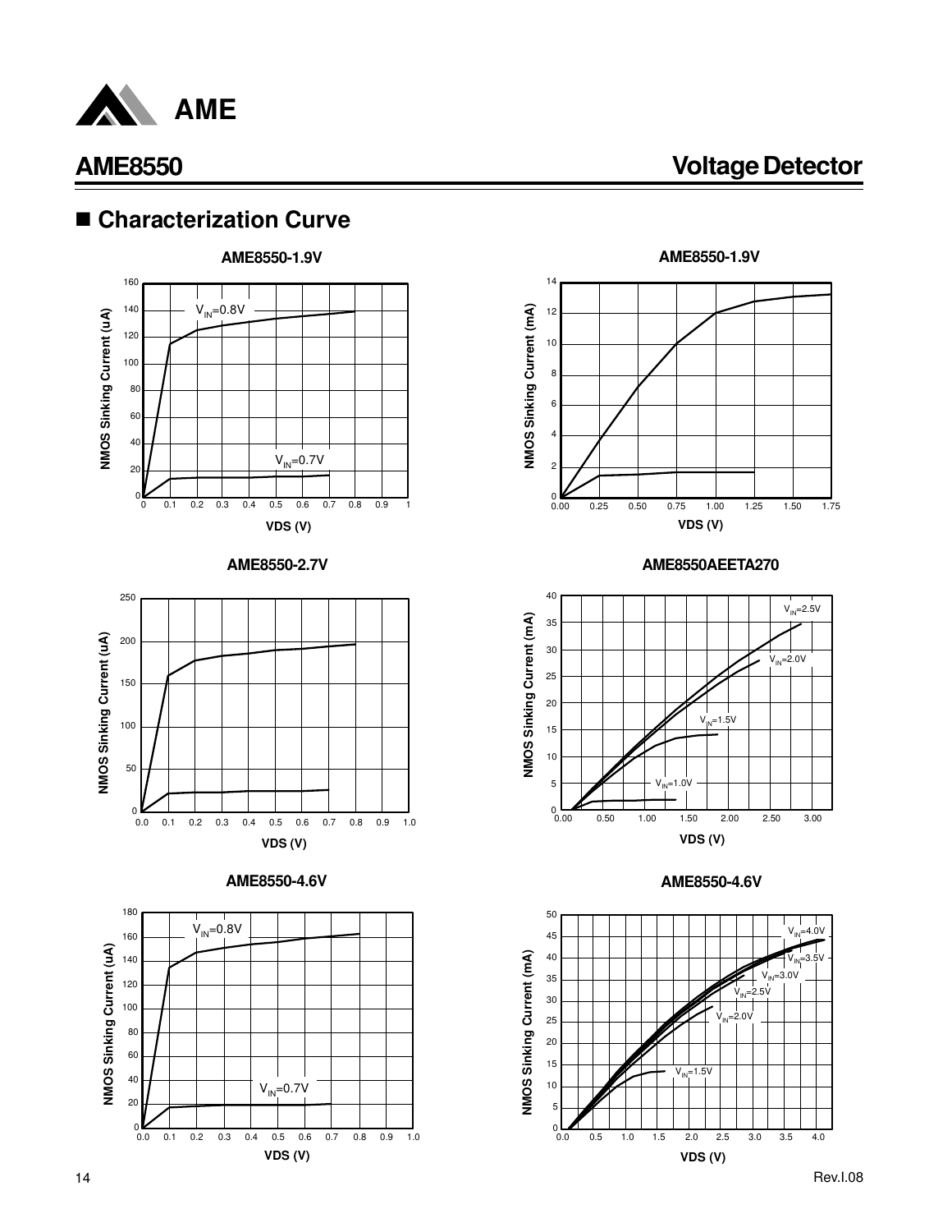## ■ Characterization Curve

**AME8550-1.9V**

NMOS Sinking Current (uA) vs. VDS (V)

$V_{IN}$=0.8V

$V_{IN}$=0.7V

**AME8550-1.9V**

NMOS Sinking Current (mA) vs. VDS (V)

**AME8550-2.7V**

NMOS Sinking Current (uA) vs. VDS (V)

**AME8550AEETA270**

NMOS Sinking Current (mA) vs. VDS (V)

$V_{IN}$=2.5V

$V_{IN}$=2.0V

$V_{IN}$=1.5V

$V_{IN}$=1.0V

**AME8550-4.6V**

NMOS Sinking Current (uA) vs. VDS (V)

$V_{IN}$=0.8V

$V_{IN}$=0.7V

**AME8550-4.6V**

NMOS Sinking Current (mA) vs. VDS (V)

$V_{IN}$=4.0V

$V_{IN}$=3.5V

$V_{IN}$=3.0V

$V_{IN}$=2.5V

$V_{IN}$=2.0V

$V_{IN}$=1.5V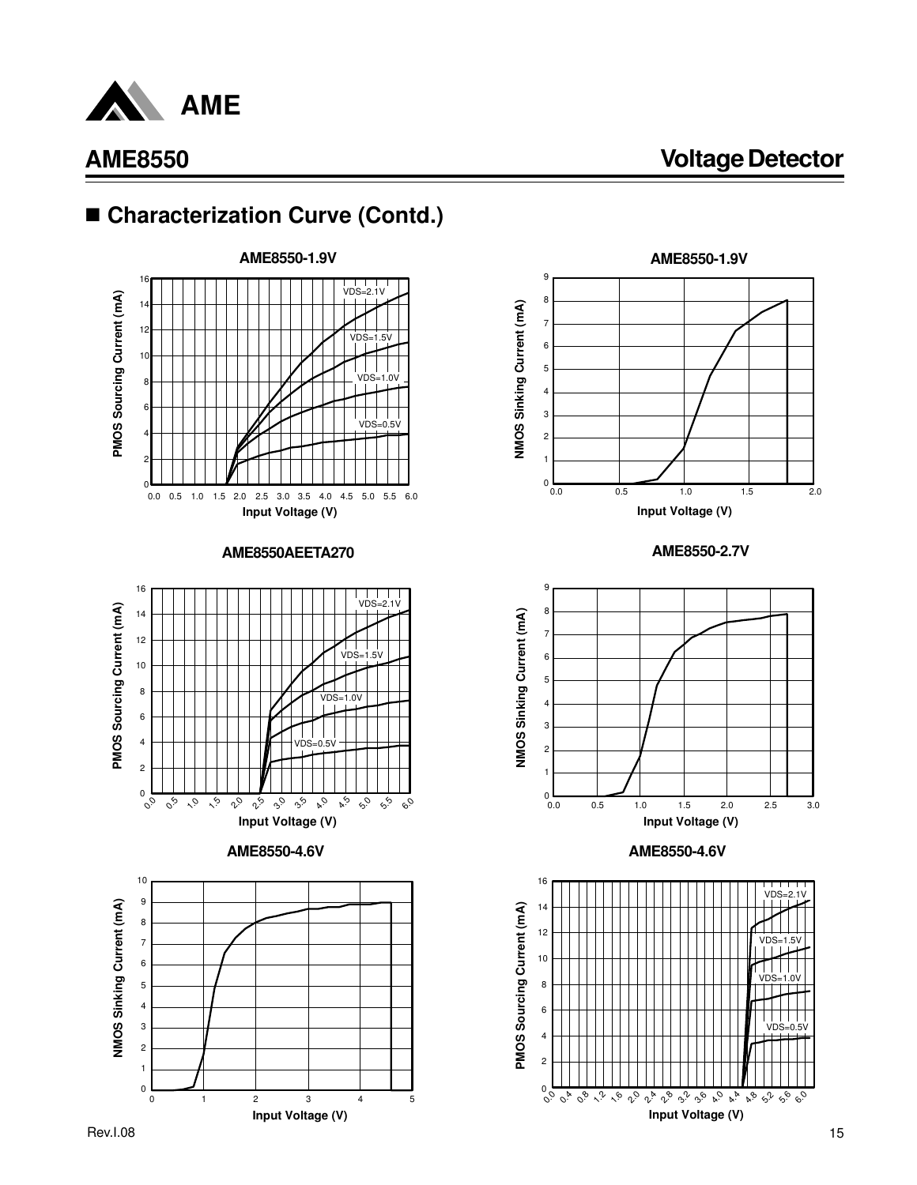## ■ Characterization Curve (Contd.)

**AME8550-1.9V**

PMOS Sourcing Current (mA) vs. Input Voltage (V) — curves for VDS=2.1V, VDS=1.5V, VDS=1.0V, VDS=0.5V

**AME8550-1.9V**

NMOS Sinking Current (mA) vs. Input Voltage (V)

**AME8550AEETA270**

PMOS Sourcing Current (mA) vs. Input Voltage (V) — curves for VDS=2.1V, VDS=1.5V, VDS=1.0V, VDS=0.5V

**AME8550-2.7V**

NMOS Sinking Current (mA) vs. Input Voltage (V)

**AME8550-4.6V**

NMOS Sinking Current (mA) vs. Input Voltage (V)

**AME8550-4.6V**

PMOS Sourcing Current (mA) vs. Input Voltage (V) — curves for VDS=2.1V, VDS=1.5V, VDS=1.0V, VDS=0.5V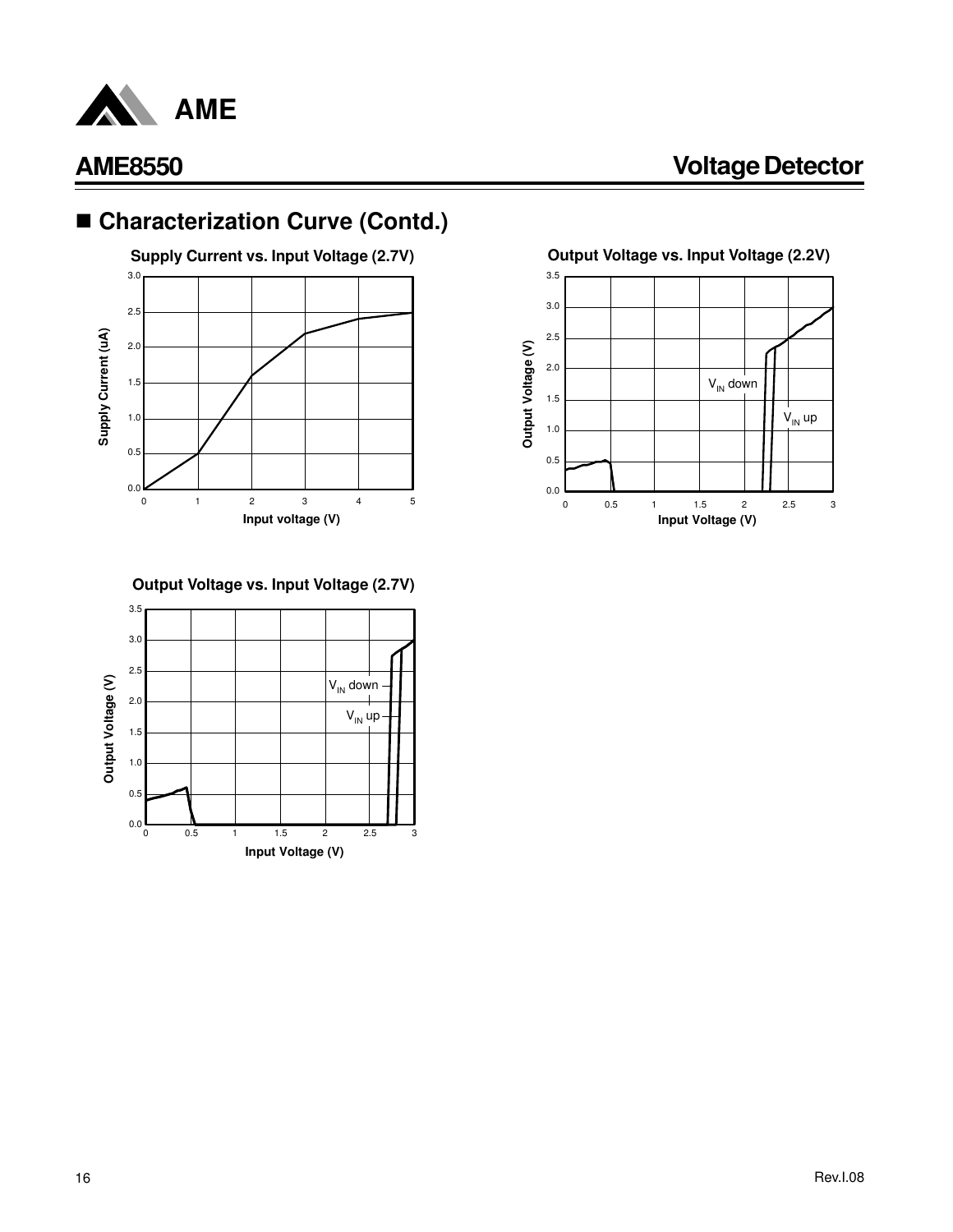## ■ Characterization Curve (Contd.)

**Supply Current vs. Input Voltage (2.7V)**

**Output Voltage vs. Input Voltage (2.2V)**

**Output Voltage vs. Input Voltage (2.7V)**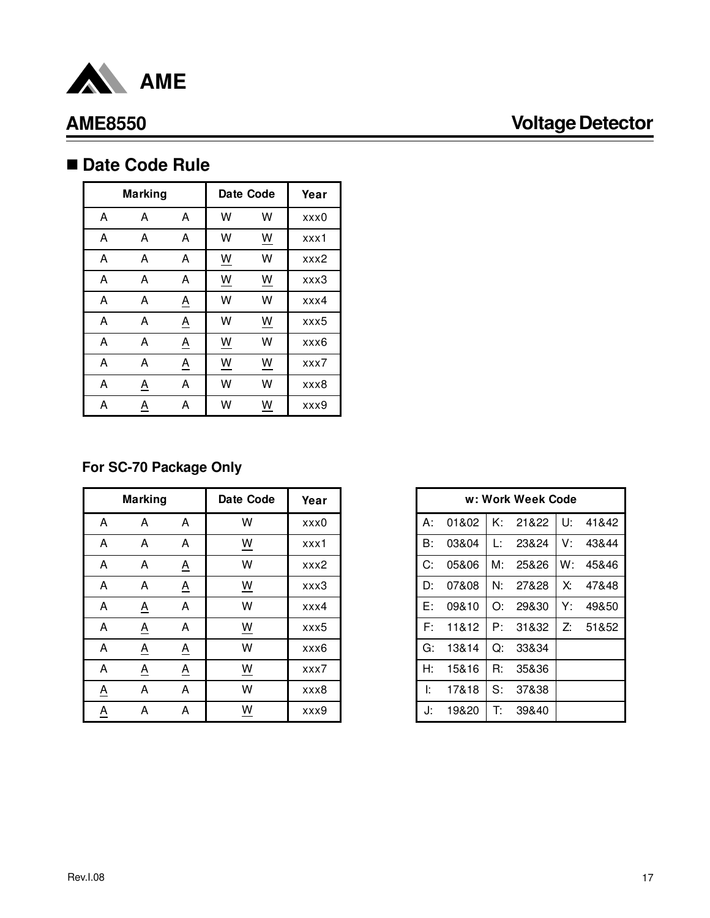## ■ Date Code Rule

| Marking | | | Date Code | | Year |
|---|---|---|---|---|---|
| A | A | A | W | W | xxx0 |
| A | A | A | W | <u>W</u> | xxx1 |
| A | A | A | <u>W</u> | W | xxx2 |
| A | A | A | <u>W</u> | <u>W</u> | xxx3 |
| A | A | <u>A</u> | W | W | xxx4 |
| A | A | <u>A</u> | W | <u>W</u> | xxx5 |
| A | A | <u>A</u> | <u>W</u> | W | xxx6 |
| A | A | <u>A</u> | <u>W</u> | <u>W</u> | xxx7 |
| A | <u>A</u> | A | W | W | xxx8 |
| A | <u>A</u> | A | W | <u>W</u> | xxx9 |

### For SC-70 Package Only

| Marking | | | Date Code | Year |
|---|---|---|---|---|
| A | A | A | W | xxx0 |
| A | A | A | <u>W</u> | xxx1 |
| A | A | <u>A</u> | W | xxx2 |
| A | A | <u>A</u> | <u>W</u> | xxx3 |
| A | <u>A</u> | A | W | xxx4 |
| A | <u>A</u> | A | <u>W</u> | xxx5 |
| A | <u>A</u> | <u>A</u> | W | xxx6 |
| A | <u>A</u> | <u>A</u> | <u>W</u> | xxx7 |
| <u>A</u> | A | A | W | xxx8 |
| <u>A</u> | A | A | <u>W</u> | xxx9 |

| w: Work Week Code | | | | | |
|---|---|---|---|---|---|
| A: | 01&02 | K: | 21&22 | U: | 41&42 |
| B: | 03&04 | L: | 23&24 | V: | 43&44 |
| C: | 05&06 | M: | 25&26 | W: | 45&46 |
| D: | 07&08 | N: | 27&28 | X: | 47&48 |
| E: | 09&10 | O: | 29&30 | Y: | 49&50 |
| F: | 11&12 | P: | 31&32 | Z: | 51&52 |
| G: | 13&14 | Q: | 33&34 | | |
| H: | 15&16 | R: | 35&36 | | |
| I: | 17&18 | S: | 37&38 | | |
| J: | 19&20 | T: | 39&40 | | |

Rev.I.08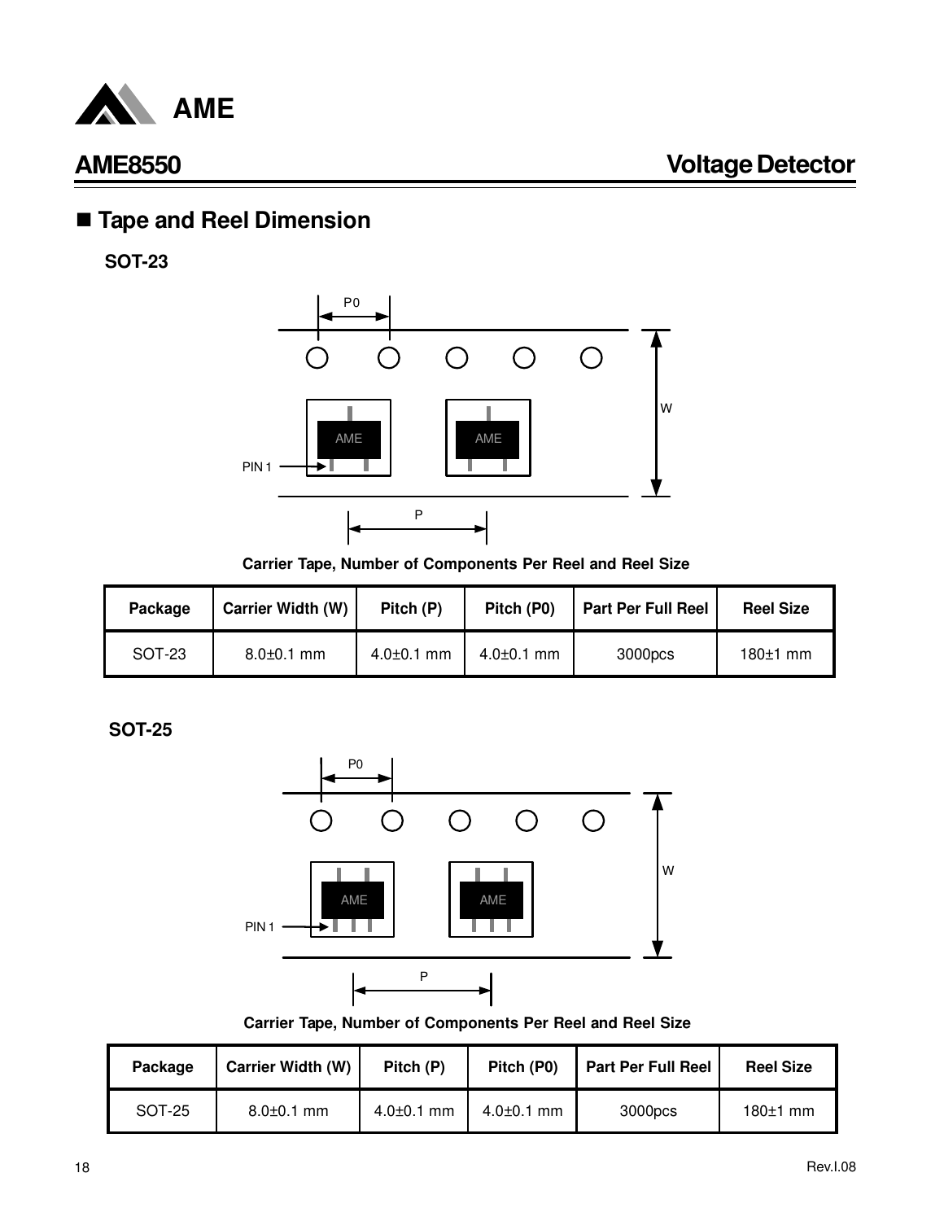## Tape and Reel Dimension

### SOT-23

**Carrier Tape, Number of Components Per Reel and Reel Size**

| Package | Carrier Width (W) | Pitch (P) | Pitch (P0) | Part Per Full Reel | Reel Size |
|---|---|---|---|---|---|
| SOT-23 | 8.0±0.1 mm | 4.0±0.1 mm | 4.0±0.1 mm | 3000pcs | 180±1 mm |

### SOT-25

**Carrier Tape, Number of Components Per Reel and Reel Size**

| Package | Carrier Width (W) | Pitch (P) | Pitch (P0) | Part Per Full Reel | Reel Size |
|---|---|---|---|---|---|
| SOT-25 | 8.0±0.1 mm | 4.0±0.1 mm | 4.0±0.1 mm | 3000pcs | 180±1 mm |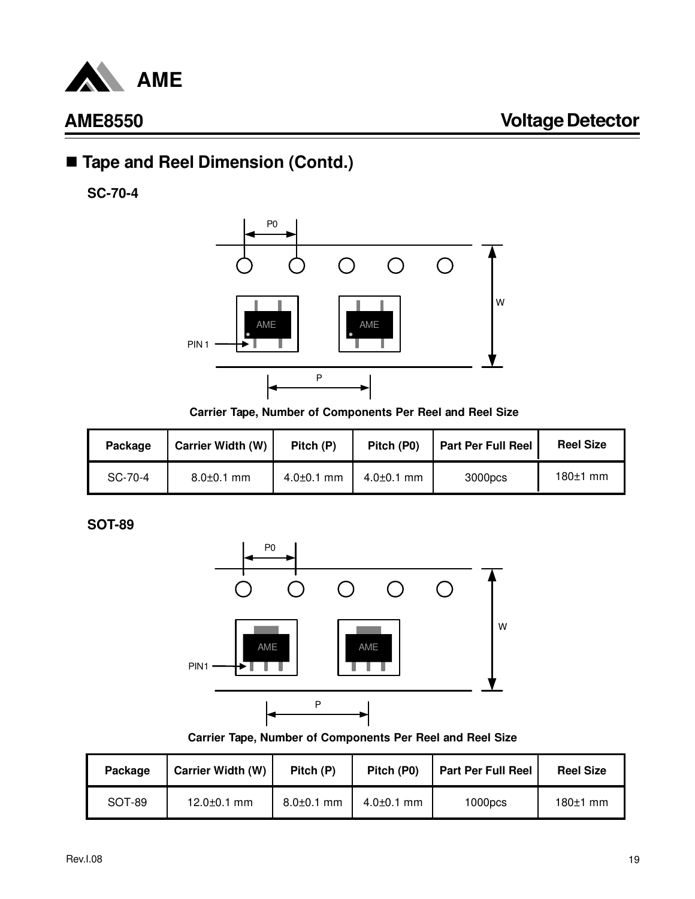## Tape and Reel Dimension (Contd.)

### SC-70-4

Carrier Tape, Number of Components Per Reel and Reel Size

| Package | Carrier Width (W) | Pitch (P) | Pitch (P0) | Part Per Full Reel | Reel Size |
|---|---|---|---|---|---|
| SC-70-4 | 8.0±0.1 mm | 4.0±0.1 mm | 4.0±0.1 mm | 3000pcs | 180±1 mm |

### SOT-89

Carrier Tape, Number of Components Per Reel and Reel Size

| Package | Carrier Width (W) | Pitch (P) | Pitch (P0) | Part Per Full Reel | Reel Size |
|---|---|---|---|---|---|
| SOT-89 | 12.0±0.1 mm | 8.0±0.1 mm | 4.0±0.1 mm | 1000pcs | 180±1 mm |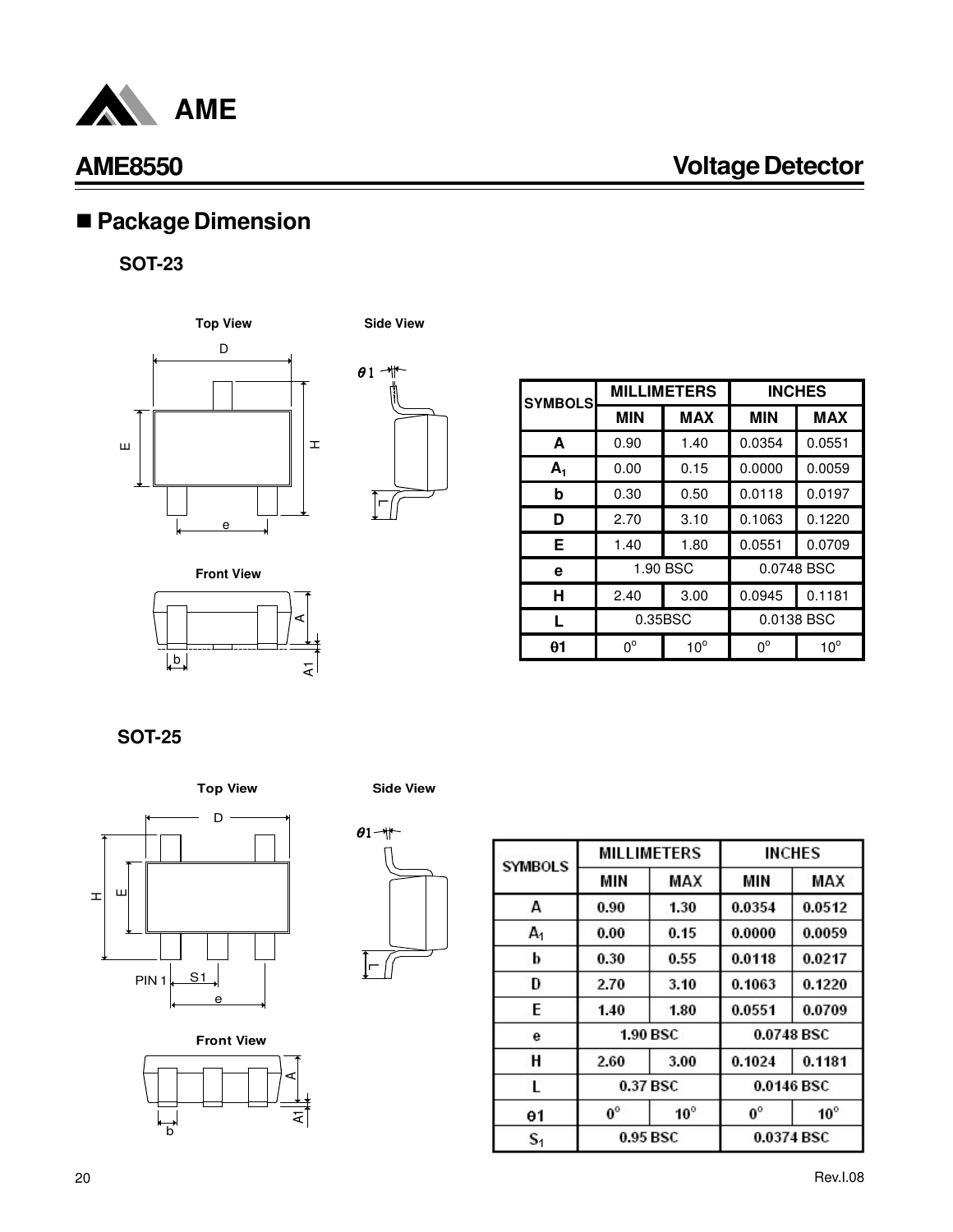## ■ Package Dimension

### SOT-23

Top View

Side View

Front View

| SYMBOLS | MILLIMETERS | | INCHES | |
|---|---|---|---|---|
| | MIN | MAX | MIN | MAX |
| A | 0.90 | 1.40 | 0.0354 | 0.0551 |
| $A_1$ | 0.00 | 0.15 | 0.0000 | 0.0059 |
| b | 0.30 | 0.50 | 0.0118 | 0.0197 |
| D | 2.70 | 3.10 | 0.1063 | 0.1220 |
| E | 1.40 | 1.80 | 0.0551 | 0.0709 |
| e | 1.90 BSC | | 0.0748 BSC | |
| H | 2.40 | 3.00 | 0.0945 | 0.1181 |
| L | 0.35BSC | | 0.0138 BSC | |
| θ1 | 0° | 10° | 0° | 10° |

### SOT-25

Top View

Side View

Front View

| SYMBOLS | MILLIMETERS | | INCHES | |
|---|---|---|---|---|
| | MIN | MAX | MIN | MAX |
| A | 0.90 | 1.30 | 0.0354 | 0.0512 |
| $A_1$ | 0.00 | 0.15 | 0.0000 | 0.0059 |
| b | 0.30 | 0.55 | 0.0118 | 0.0217 |
| D | 2.70 | 3.10 | 0.1063 | 0.1220 |
| E | 1.40 | 1.80 | 0.0551 | 0.0709 |
| e | 1.90 BSC | | 0.0748 BSC | |
| H | 2.60 | 3.00 | 0.1024 | 0.1181 |
| L | 0.37 BSC | | 0.0146 BSC | |
| θ1 | 0° | 10° | 0° | 10° |
| $S_1$ | 0.95 BSC | | 0.0374 BSC | |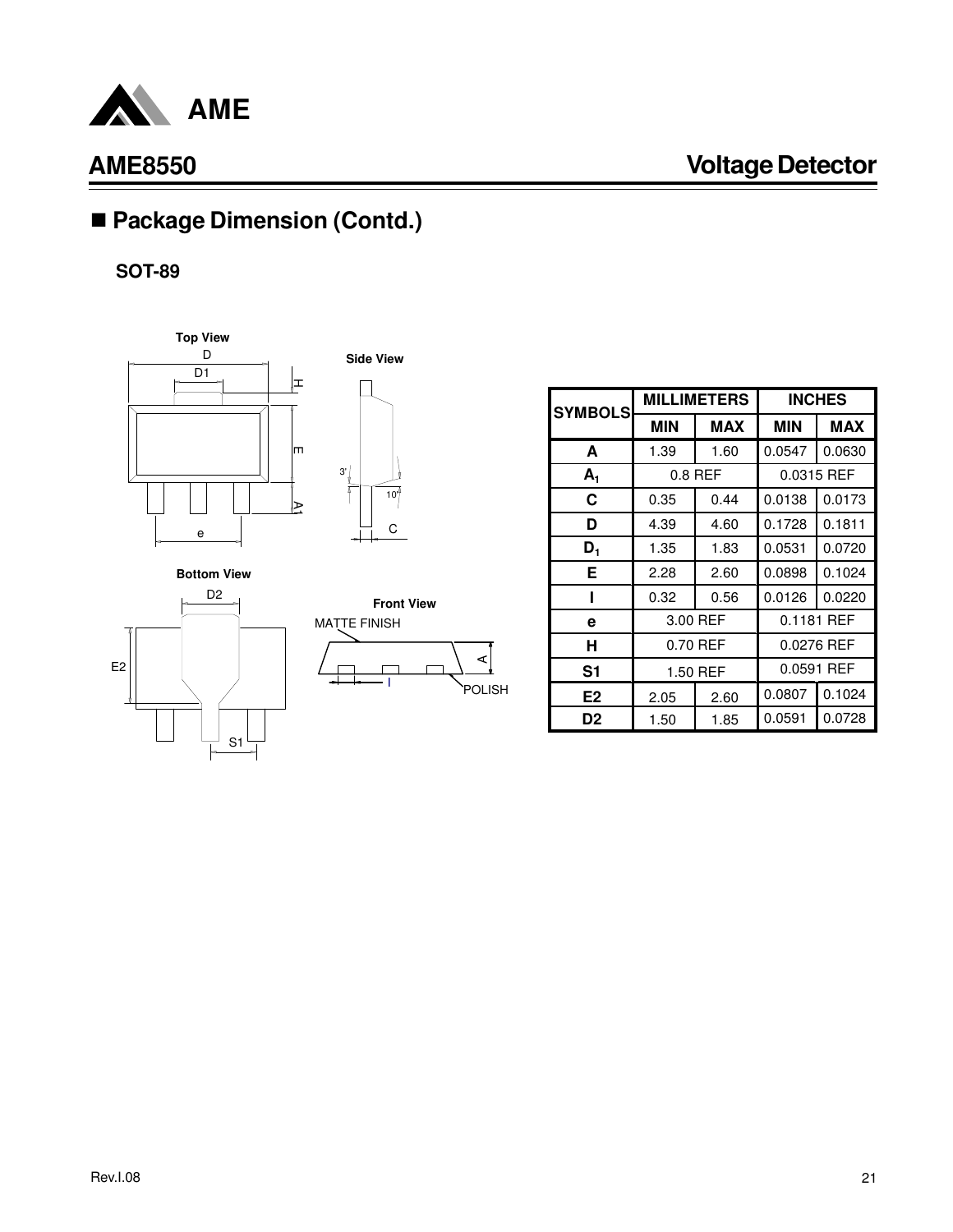## ■ Package Dimension (Contd.)

### SOT-89

Top View

Side View

Bottom View

Front View

MATTE FINISH

POLISH

| SYMBOLS | MILLIMETERS | | INCHES | |
|---|---|---|---|---|
| | MIN | MAX | MIN | MAX |
| A | 1.39 | 1.60 | 0.0547 | 0.0630 |
| $A_1$ | 0.8 REF | | 0.0315 REF | |
| C | 0.35 | 0.44 | 0.0138 | 0.0173 |
| D | 4.39 | 4.60 | 0.1728 | 0.1811 |
| $D_1$ | 1.35 | 1.83 | 0.0531 | 0.0720 |
| E | 2.28 | 2.60 | 0.0898 | 0.1024 |
| I | 0.32 | 0.56 | 0.0126 | 0.0220 |
| e | 3.00 REF | | 0.1181 REF | |
| H | 0.70 REF | | 0.0276 REF | |
| S1 | 1.50 REF | | 0.0591 REF | |
| E2 | 2.05 | 2.60 | 0.0807 | 0.1024 |
| D2 | 1.50 | 1.85 | 0.0591 | 0.0728 |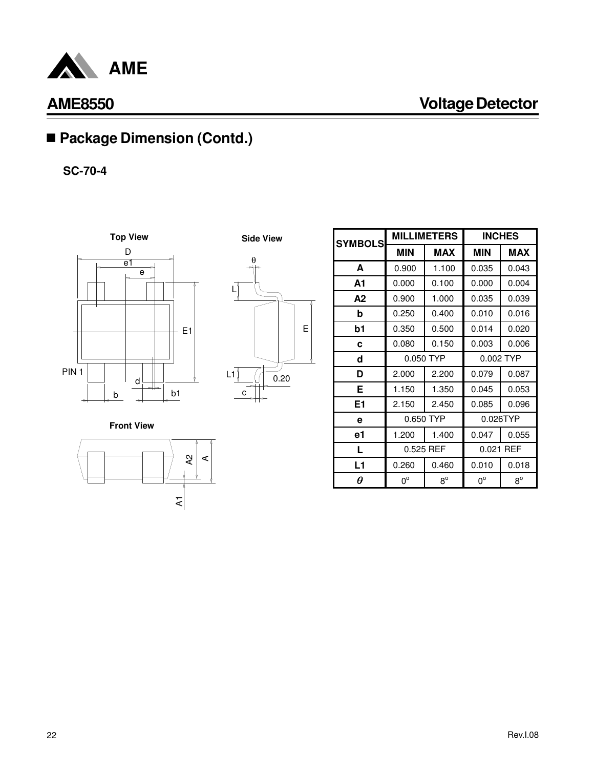## ■ Package Dimension (Contd.)

**SC-70-4**

Top View

Side View

Front View

| SYMBOLS | MILLIMETERS | | INCHES | |
|---|---|---|---|---|
| | MIN | MAX | MIN | MAX |
| A | 0.900 | 1.100 | 0.035 | 0.043 |
| A1 | 0.000 | 0.100 | 0.000 | 0.004 |
| A2 | 0.900 | 1.000 | 0.035 | 0.039 |
| b | 0.250 | 0.400 | 0.010 | 0.016 |
| b1 | 0.350 | 0.500 | 0.014 | 0.020 |
| c | 0.080 | 0.150 | 0.003 | 0.006 |
| d | 0.050 TYP | | 0.002 TYP | |
| D | 2.000 | 2.200 | 0.079 | 0.087 |
| E | 1.150 | 1.350 | 0.045 | 0.053 |
| E1 | 2.150 | 2.450 | 0.085 | 0.096 |
| e | 0.650 TYP | | 0.026TYP | |
| e1 | 1.200 | 1.400 | 0.047 | 0.055 |
| L | 0.525 REF | | 0.021 REF | |
| L1 | 0.260 | 0.460 | 0.010 | 0.018 |
| $\theta$ | 0° | 8° | 0° | 8° |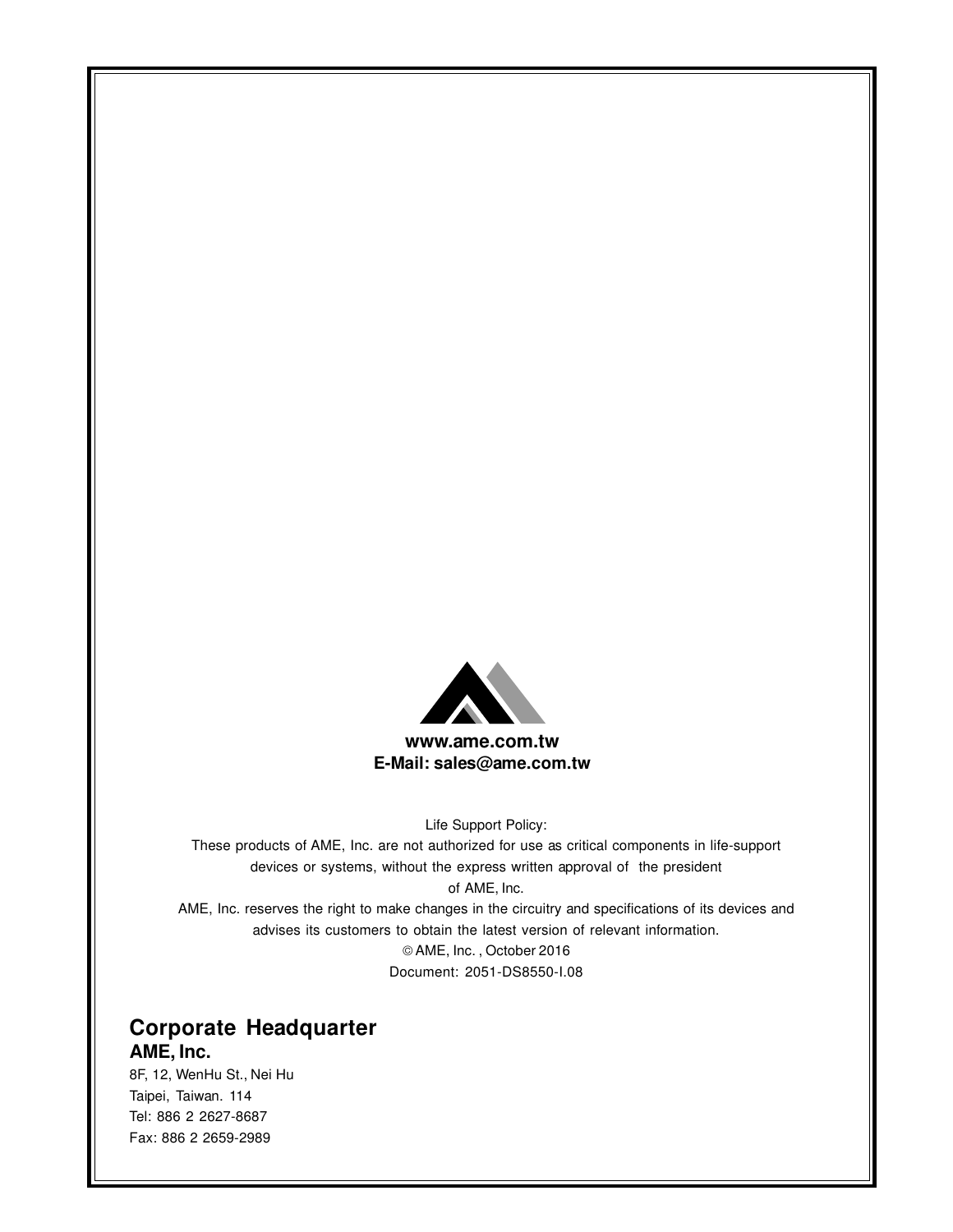**www.ame.com.tw**
**E-Mail: sales@ame.com.tw**

Life Support Policy:
These products of AME, Inc. are not authorized for use as critical components in life-support devices or systems, without the express written approval of the president of AME, Inc.
AME, Inc. reserves the right to make changes in the circuitry and specifications of its devices and advises its customers to obtain the latest version of relevant information.
© AME, Inc. , October 2016
Document: 2051-DS8550-I.08

## Corporate Headquarter

**AME, Inc.**

8F, 12, WenHu St., Nei Hu
Taipei, Taiwan. 114
Tel: 886 2 2627-8687
Fax: 886 2 2659-2989